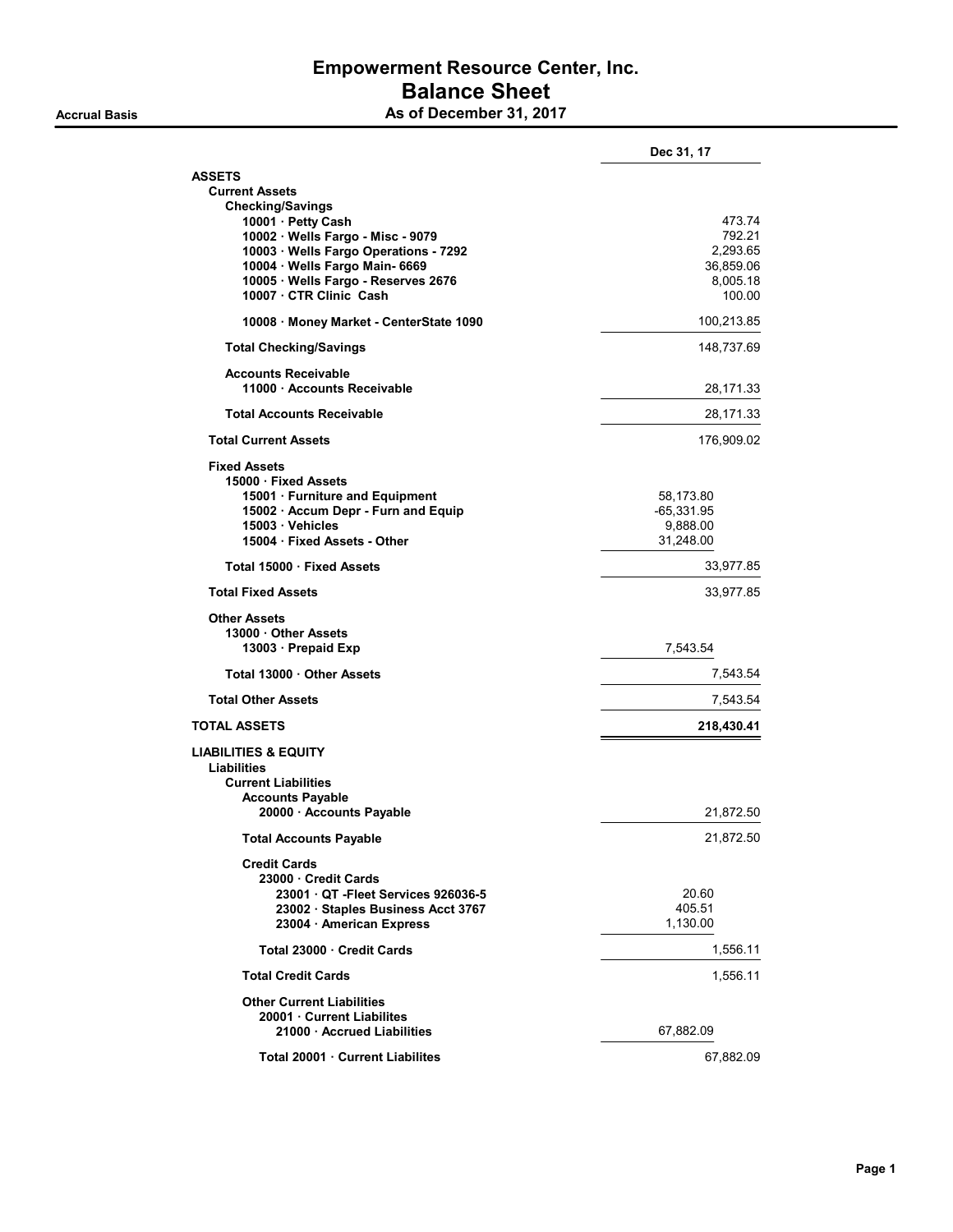# Empowerment Resource Center, Inc.
## Balance Sheet
### As of December 31, 2017

Accrual Basis

| | | Dec 31, 17 |
|---|---|---|
| **ASSETS** | | |
| **Current Assets** | | |
| **Checking/Savings** | | |
| 10001 · Petty Cash | | 473.74 |
| 10002 · Wells Fargo - Misc - 9079 | | 792.21 |
| 10003 · Wells Fargo Operations - 7292 | | 2,293.65 |
| 10004 · Wells Fargo Main- 6669 | | 36,859.06 |
| 10005 · Wells Fargo - Reserves 2676 | | 8,005.18 |
| 10007 · CTR Clinic Cash | | 100.00 |
| 10008 · Money Market - CenterState 1090 | | 100,213.85 |
| **Total Checking/Savings** | | 148,737.69 |
| **Accounts Receivable** | | |
| 11000 · Accounts Receivable | | 28,171.33 |
| **Total Accounts Receivable** | | 28,171.33 |
| **Total Current Assets** | | 176,909.02 |
| **Fixed Assets** | | |
| 15000 · Fixed Assets | | |
| 15001 · Furniture and Equipment | 58,173.80 | |
| 15002 · Accum Depr - Furn and Equip | -65,331.95 | |
| 15003 · Vehicles | 9,888.00 | |
| 15004 · Fixed Assets - Other | 31,248.00 | |
| Total 15000 · Fixed Assets | | 33,977.85 |
| **Total Fixed Assets** | | 33,977.85 |
| **Other Assets** | | |
| 13000 · Other Assets | | |
| 13003 · Prepaid Exp | 7,543.54 | |
| Total 13000 · Other Assets | | 7,543.54 |
| **Total Other Assets** | | 7,543.54 |
| **TOTAL ASSETS** | | **218,430.41** |
| **LIABILITIES & EQUITY** | | |
| **Liabilities** | | |
| **Current Liabilities** | | |
| **Accounts Payable** | | |
| 20000 · Accounts Payable | | 21,872.50 |
| **Total Accounts Payable** | | 21,872.50 |
| **Credit Cards** | | |
| 23000 · Credit Cards | | |
| 23001 · QT -Fleet Services 926036-5 | 20.60 | |
| 23002 · Staples Business Acct 3767 | 405.51 | |
| 23004 · American Express | 1,130.00 | |
| Total 23000 · Credit Cards | | 1,556.11 |
| **Total Credit Cards** | | 1,556.11 |
| **Other Current Liabilities** | | |
| 20001 · Current Liabilites | | |
| 21000 · Accrued Liabilities | 67,882.09 | |
| Total 20001 · Current Liabilites | | 67,882.09 |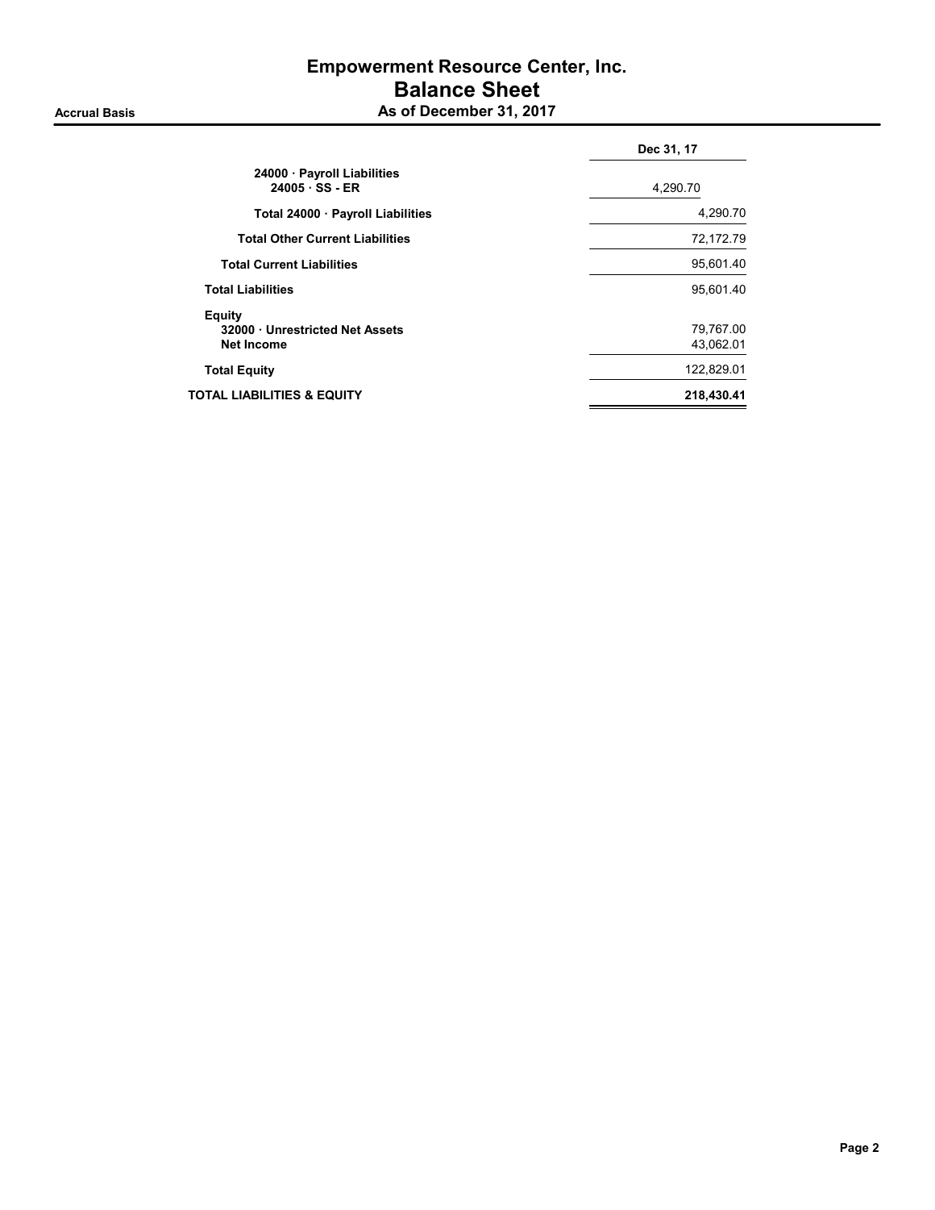# Empowerment Resource Center, Inc.
## Balance Sheet
### As of December 31, 2017

Accrual Basis

| | Dec 31, 17 |
|---|---|
| 24000 · Payroll Liabilities | |
| 24005 · SS - ER | 4,290.70 |
| Total 24000 · Payroll Liabilities | 4,290.70 |
| Total Other Current Liabilities | 72,172.79 |
| Total Current Liabilities | 95,601.40 |
| Total Liabilities | 95,601.40 |
| Equity | |
| 32000 · Unrestricted Net Assets | 79,767.00 |
| Net Income | 43,062.01 |
| Total Equity | 122,829.01 |
| **TOTAL LIABILITIES & EQUITY** | **218,430.41** |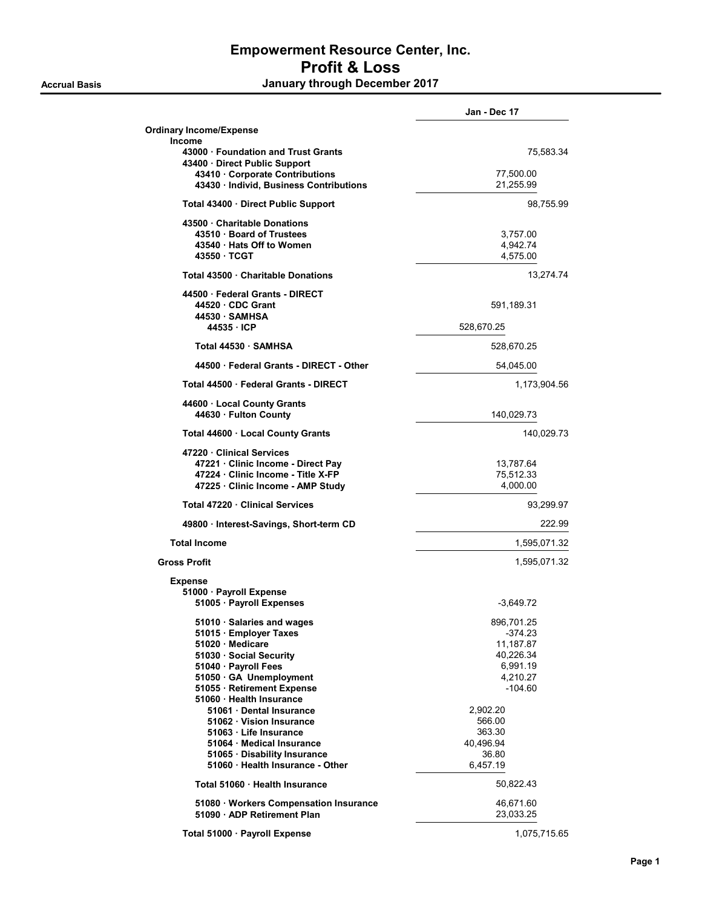# Empowerment Resource Center, Inc.
## Profit & Loss
### January through December 2017

Accrual Basis

| | | Jan - Dec 17 |
|---|---|---|
| **Ordinary Income/Expense** | | |
| **Income** | | |
| **43000 · Foundation and Trust Grants** | | 75,583.34 |
| **43400 · Direct Public Support** | | |
| **43410 · Corporate Contributions** | 77,500.00 | |
| **43430 · Individ, Business Contributions** | 21,255.99 | |
| **Total 43400 · Direct Public Support** | | 98,755.99 |
| **43500 · Charitable Donations** | | |
| **43510 · Board of Trustees** | 3,757.00 | |
| **43540 · Hats Off to Women** | 4,942.74 | |
| **43550 · TCGT** | 4,575.00 | |
| **Total 43500 · Charitable Donations** | | 13,274.74 |
| **44500 · Federal Grants - DIRECT** | | |
| **44520 · CDC Grant** | 591,189.31 | |
| **44530 · SAMHSA** | | |
| **44535 · ICP** | 528,670.25 | |
| **Total 44530 · SAMHSA** | 528,670.25 | |
| **44500 · Federal Grants - DIRECT - Other** | 54,045.00 | |
| **Total 44500 · Federal Grants - DIRECT** | | 1,173,904.56 |
| **44600 · Local County Grants** | | |
| **44630 · Fulton County** | 140,029.73 | |
| **Total 44600 · Local County Grants** | | 140,029.73 |
| **47220 · Clinical Services** | | |
| **47221 · Clinic Income - Direct Pay** | 13,787.64 | |
| **47224 · Clinic Income - Title X-FP** | 75,512.33 | |
| **47225 · Clinic Income - AMP Study** | 4,000.00 | |
| **Total 47220 · Clinical Services** | | 93,299.97 |
| **49800 · Interest-Savings, Short-term CD** | | 222.99 |
| **Total Income** | | 1,595,071.32 |
| **Gross Profit** | | 1,595,071.32 |
| **Expense** | | |
| **51000 · Payroll Expense** | | |
| **51005 · Payroll Expenses** | -3,649.72 | |
| **51010 · Salaries and wages** | 896,701.25 | |
| **51015 · Employer Taxes** | -374.23 | |
| **51020 · Medicare** | 11,187.87 | |
| **51030 · Social Security** | 40,226.34 | |
| **51040 · Payroll Fees** | 6,991.19 | |
| **51050 · GA Unemployment** | 4,210.27 | |
| **51055 · Retirement Expense** | -104.60 | |
| **51060 · Health Insurance** | | |
| **51061 · Dental Insurance** | 2,902.20 | |
| **51062 · Vision Insurance** | 566.00 | |
| **51063 · Life Insurance** | 363.30 | |
| **51064 · Medical Insurance** | 40,496.94 | |
| **51065 · Disability Insurance** | 36.80 | |
| **51060 · Health Insurance - Other** | 6,457.19 | |
| **Total 51060 · Health Insurance** | 50,822.43 | |
| **51080 · Workers Compensation Insurance** | 46,671.60 | |
| **51090 · ADP Retirement Plan** | 23,033.25 | |
| **Total 51000 · Payroll Expense** | | 1,075,715.65 |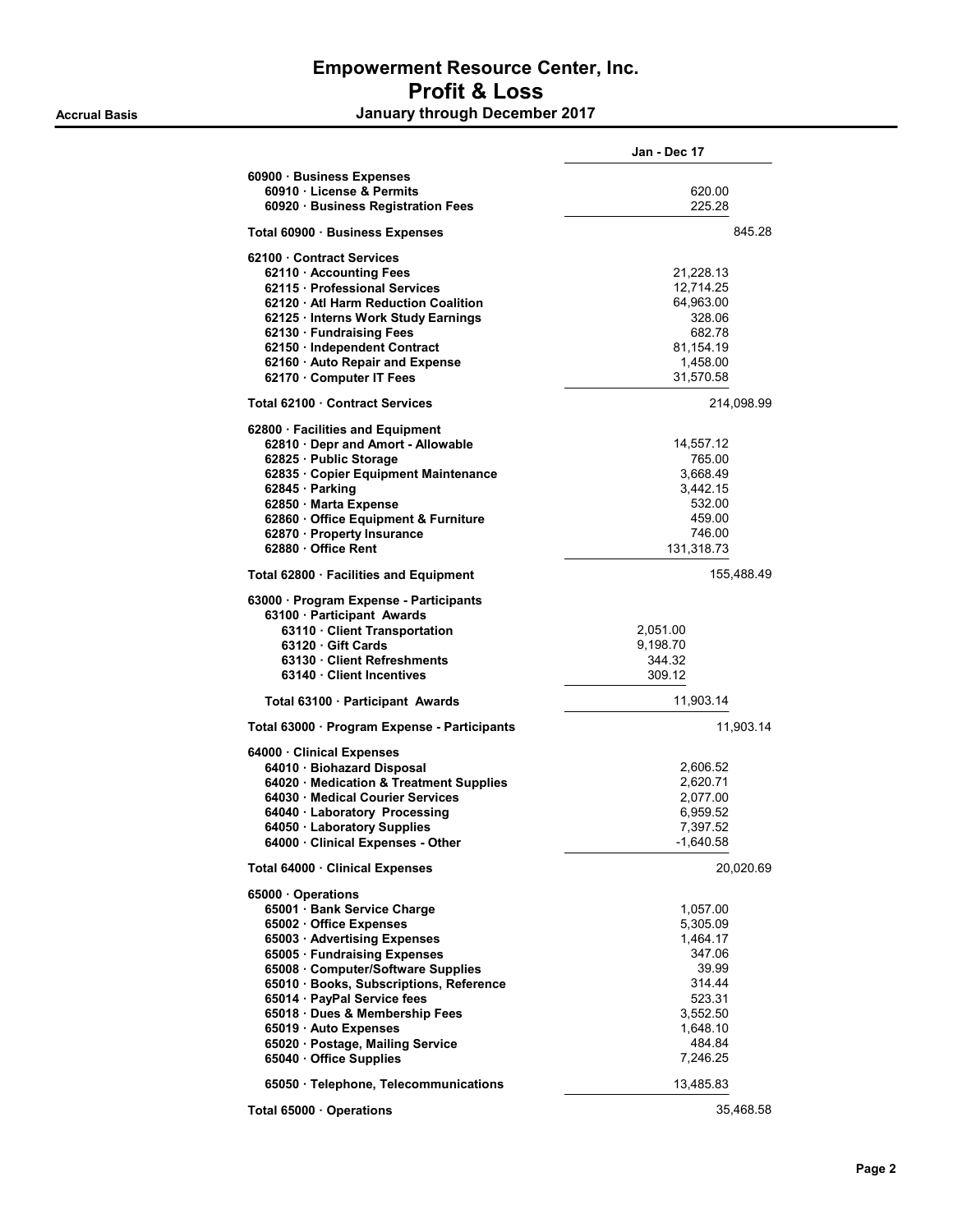# Empowerment Resource Center, Inc.

## Profit & Loss

**Accrual Basis** — **January through December 2017**

| | Jan - Dec 17 | |
|---|---|---|
| **60900 · Business Expenses** | | |
| **60910 · License & Permits** | 620.00 | |
| **60920 · Business Registration Fees** | 225.28 | |
| **Total 60900 · Business Expenses** | | 845.28 |
| **62100 · Contract Services** | | |
| **62110 · Accounting Fees** | 21,228.13 | |
| **62115 · Professional Services** | 12,714.25 | |
| **62120 · Atl Harm Reduction Coalition** | 64,963.00 | |
| **62125 · Interns Work Study Earnings** | 328.06 | |
| **62130 · Fundraising Fees** | 682.78 | |
| **62150 · Independent Contract** | 81,154.19 | |
| **62160 · Auto Repair and Expense** | 1,458.00 | |
| **62170 · Computer IT Fees** | 31,570.58 | |
| **Total 62100 · Contract Services** | | 214,098.99 |
| **62800 · Facilities and Equipment** | | |
| **62810 · Depr and Amort - Allowable** | 14,557.12 | |
| **62825 · Public Storage** | 765.00 | |
| **62835 · Copier Equipment Maintenance** | 3,668.49 | |
| **62845 · Parking** | 3,442.15 | |
| **62850 · Marta Expense** | 532.00 | |
| **62860 · Office Equipment & Furniture** | 459.00 | |
| **62870 · Property Insurance** | 746.00 | |
| **62880 · Office Rent** | 131,318.73 | |
| **Total 62800 · Facilities and Equipment** | | 155,488.49 |
| **63000 · Program Expense - Participants** | | |
| **63100 · Participant Awards** | | |
| **63110 · Client Transportation** | 2,051.00 | |
| **63120 · Gift Cards** | 9,198.70 | |
| **63130 · Client Refreshments** | 344.32 | |
| **63140 · Client Incentives** | 309.12 | |
| **Total 63100 · Participant Awards** | 11,903.14 | |
| **Total 63000 · Program Expense - Participants** | | 11,903.14 |
| **64000 · Clinical Expenses** | | |
| **64010 · Biohazard Disposal** | 2,606.52 | |
| **64020 · Medication & Treatment Supplies** | 2,620.71 | |
| **64030 · Medical Courier Services** | 2,077.00 | |
| **64040 · Laboratory Processing** | 6,959.52 | |
| **64050 · Laboratory Supplies** | 7,397.52 | |
| **64000 · Clinical Expenses - Other** | -1,640.58 | |
| **Total 64000 · Clinical Expenses** | | 20,020.69 |
| **65000 · Operations** | | |
| **65001 · Bank Service Charge** | 1,057.00 | |
| **65002 · Office Expenses** | 5,305.09 | |
| **65003 · Advertising Expenses** | 1,464.17 | |
| **65005 · Fundraising Expenses** | 347.06 | |
| **65008 · Computer/Software Supplies** | 39.99 | |
| **65010 · Books, Subscriptions, Reference** | 314.44 | |
| **65014 · PayPal Service fees** | 523.31 | |
| **65018 · Dues & Membership Fees** | 3,552.50 | |
| **65019 · Auto Expenses** | 1,648.10 | |
| **65020 · Postage, Mailing Service** | 484.84 | |
| **65040 · Office Supplies** | 7,246.25 | |
| **65050 · Telephone, Telecommunications** | 13,485.83 | |
| **Total 65000 · Operations** | | 35,468.58 |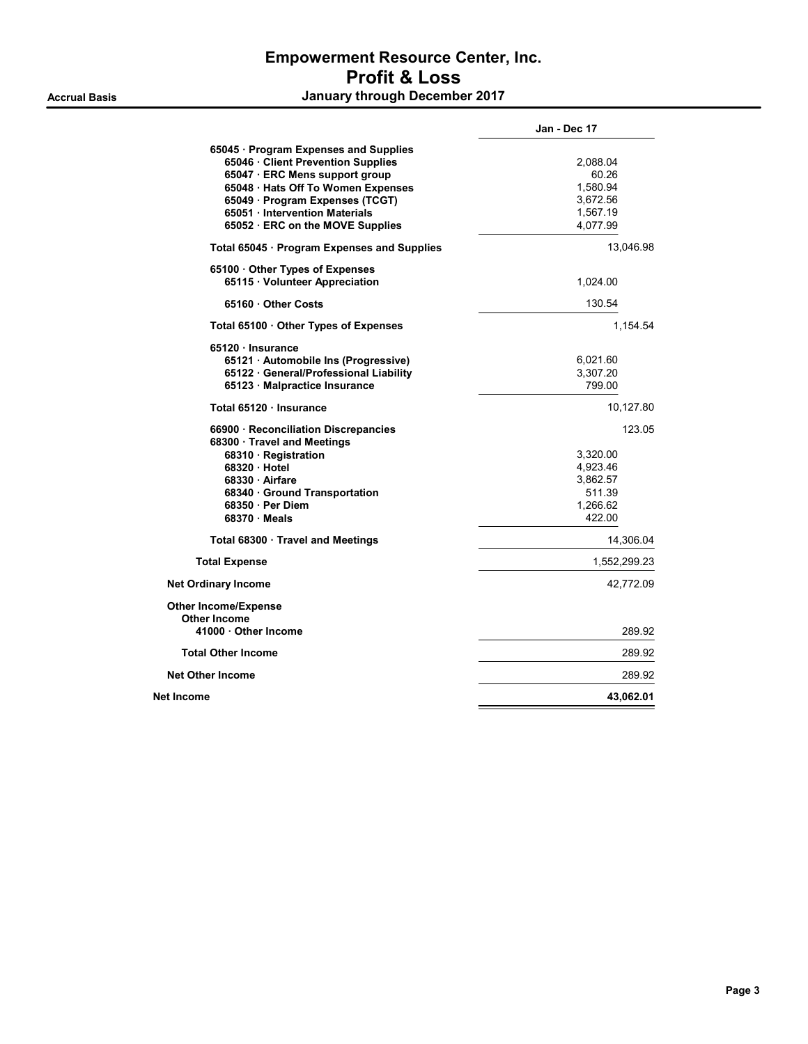# Empowerment Resource Center, Inc.
## Profit & Loss
### January through December 2017

**Accrual Basis**

| | Jan - Dec 17 | |
|---|---|---|
| **65045 · Program Expenses and Supplies** | | |
| **65046 · Client Prevention Supplies** | 2,088.04 | |
| **65047 · ERC Mens support group** | 60.26 | |
| **65048 · Hats Off To Women Expenses** | 1,580.94 | |
| **65049 · Program Expenses (TCGT)** | 3,672.56 | |
| **65051 · Intervention Materials** | 1,567.19 | |
| **65052 · ERC on the MOVE Supplies** | 4,077.99 | |
| **Total 65045 · Program Expenses and Supplies** | | 13,046.98 |
| **65100 · Other Types of Expenses** | | |
| **65115 · Volunteer Appreciation** | 1,024.00 | |
| **65160 · Other Costs** | 130.54 | |
| **Total 65100 · Other Types of Expenses** | | 1,154.54 |
| **65120 · Insurance** | | |
| **65121 · Automobile Ins (Progressive)** | 6,021.60 | |
| **65122 · General/Professional Liability** | 3,307.20 | |
| **65123 · Malpractice Insurance** | 799.00 | |
| **Total 65120 · Insurance** | | 10,127.80 |
| **66900 · Reconciliation Discrepancies** | | 123.05 |
| **68300 · Travel and Meetings** | | |
| **68310 · Registration** | 3,320.00 | |
| **68320 · Hotel** | 4,923.46 | |
| **68330 · Airfare** | 3,862.57 | |
| **68340 · Ground Transportation** | 511.39 | |
| **68350 · Per Diem** | 1,266.62 | |
| **68370 · Meals** | 422.00 | |
| **Total 68300 · Travel and Meetings** | | 14,306.04 |
| **Total Expense** | | 1,552,299.23 |
| **Net Ordinary Income** | | 42,772.09 |
| **Other Income/Expense** | | |
| **Other Income** | | |
| **41000 · Other Income** | | 289.92 |
| **Total Other Income** | | 289.92 |
| **Net Other Income** | | 289.92 |
| **Net Income** | | **43,062.01** |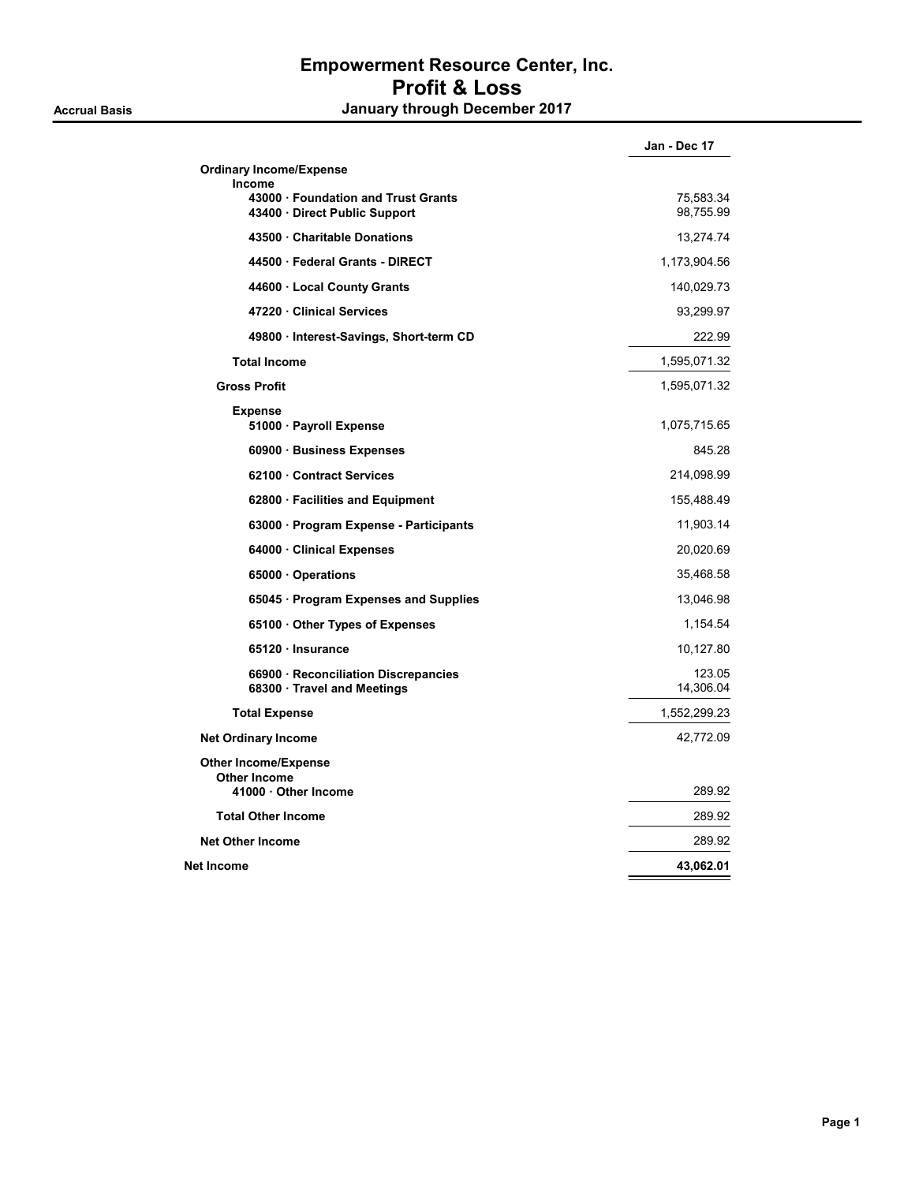# Empowerment Resource Center, Inc.

## Profit & Loss

**Accrual Basis** — **January through December 2017**

| | Jan - Dec 17 |
|---|---|
| **Ordinary Income/Expense** | |
| **Income** | |
| 43000 · Foundation and Trust Grants | 75,583.34 |
| 43400 · Direct Public Support | 98,755.99 |
| 43500 · Charitable Donations | 13,274.74 |
| 44500 · Federal Grants - DIRECT | 1,173,904.56 |
| 44600 · Local County Grants | 140,029.73 |
| 47220 · Clinical Services | 93,299.97 |
| 49800 · Interest-Savings, Short-term CD | 222.99 |
| **Total Income** | 1,595,071.32 |
| **Gross Profit** | 1,595,071.32 |
| **Expense** | |
| 51000 · Payroll Expense | 1,075,715.65 |
| 60900 · Business Expenses | 845.28 |
| 62100 · Contract Services | 214,098.99 |
| 62800 · Facilities and Equipment | 155,488.49 |
| 63000 · Program Expense - Participants | 11,903.14 |
| 64000 · Clinical Expenses | 20,020.69 |
| 65000 · Operations | 35,468.58 |
| 65045 · Program Expenses and Supplies | 13,046.98 |
| 65100 · Other Types of Expenses | 1,154.54 |
| 65120 · Insurance | 10,127.80 |
| 66900 · Reconciliation Discrepancies | 123.05 |
| 68300 · Travel and Meetings | 14,306.04 |
| **Total Expense** | 1,552,299.23 |
| **Net Ordinary Income** | 42,772.09 |
| **Other Income/Expense** | |
| **Other Income** | |
| 41000 · Other Income | 289.92 |
| **Total Other Income** | 289.92 |
| **Net Other Income** | 289.92 |
| **Net Income** | **43,062.01** |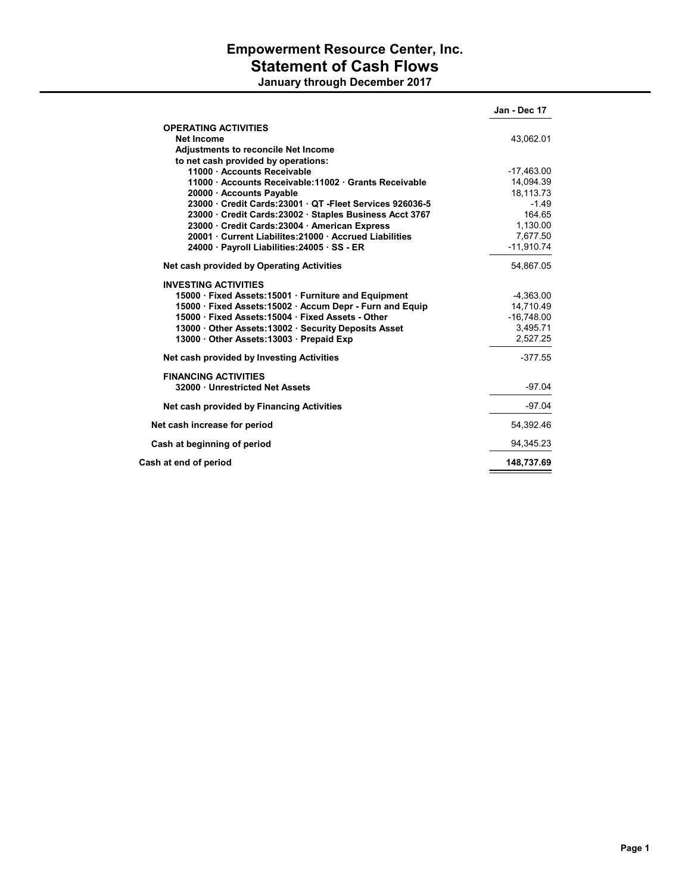# Empowerment Resource Center, Inc.
## Statement of Cash Flows
### January through December 2017

| | Jan - Dec 17 |
|---|---|
| **OPERATING ACTIVITIES** | |
| **Net Income** | 43,062.01 |
| **Adjustments to reconcile Net Income** | |
| **to net cash provided by operations:** | |
| **11000 · Accounts Receivable** | -17,463.00 |
| **11000 · Accounts Receivable:11002 · Grants Receivable** | 14,094.39 |
| **20000 · Accounts Payable** | 18,113.73 |
| **23000 · Credit Cards:23001 · QT -Fleet Services 926036-5** | -1.49 |
| **23000 · Credit Cards:23002 · Staples Business Acct 3767** | 164.65 |
| **23000 · Credit Cards:23004 · American Express** | 1,130.00 |
| **20001 · Current Liabilites:21000 · Accrued Liabilities** | 7,677.50 |
| **24000 · Payroll Liabilities:24005 · SS - ER** | -11,910.74 |
| **Net cash provided by Operating Activities** | 54,867.05 |
| **INVESTING ACTIVITIES** | |
| **15000 · Fixed Assets:15001 · Furniture and Equipment** | -4,363.00 |
| **15000 · Fixed Assets:15002 · Accum Depr - Furn and Equip** | 14,710.49 |
| **15000 · Fixed Assets:15004 · Fixed Assets - Other** | -16,748.00 |
| **13000 · Other Assets:13002 · Security Deposits Asset** | 3,495.71 |
| **13000 · Other Assets:13003 · Prepaid Exp** | 2,527.25 |
| **Net cash provided by Investing Activities** | -377.55 |
| **FINANCING ACTIVITIES** | |
| **32000 · Unrestricted Net Assets** | -97.04 |
| **Net cash provided by Financing Activities** | -97.04 |
| **Net cash increase for period** | 54,392.46 |
| **Cash at beginning of period** | 94,345.23 |
| **Cash at end of period** | **148,737.69** |